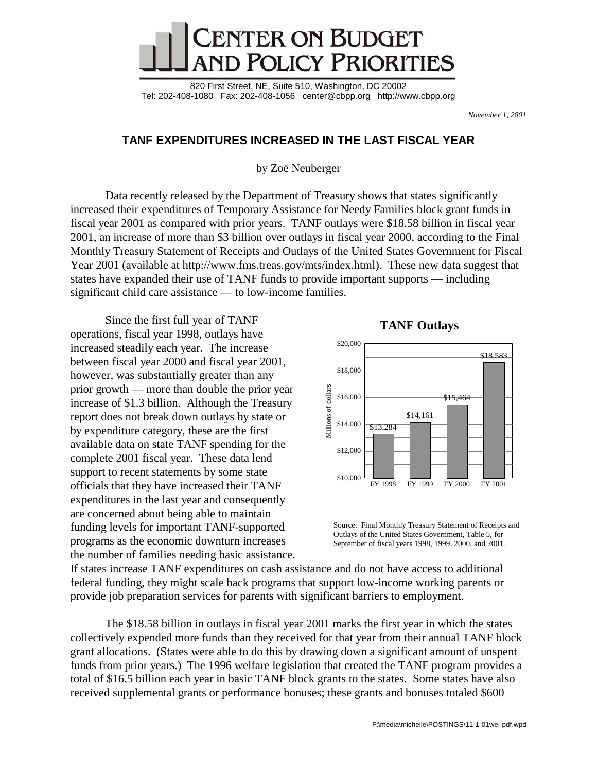# CENTER ON BUDGET AND POLICY PRIORITIES

820 First Street, NE, Suite 510, Washington, DC 20002
Tel: 202-408-1080 Fax: 202-408-1056 center@cbpp.org http://www.cbpp.org

*November 1, 2001*

## TANF EXPENDITURES INCREASED IN THE LAST FISCAL YEAR

by Zoë Neuberger

Data recently released by the Department of Treasury shows that states significantly increased their expenditures of Temporary Assistance for Needy Families block grant funds in fiscal year 2001 as compared with prior years. TANF outlays were $18.58 billion in fiscal year 2001, an increase of more than $3 billion over outlays in fiscal year 2000, according to the Final Monthly Treasury Statement of Receipts and Outlays of the United States Government for Fiscal Year 2001 (available at http://www.fms.treas.gov/mts/index.html). These new data suggest that states have expanded their use of TANF funds to provide important supports — including significant child care assistance — to low-income families.

Since the first full year of TANF operations, fiscal year 1998, outlays have increased steadily each year. The increase between fiscal year 2000 and fiscal year 2001, however, was substantially greater than any prior growth — more than double the prior year increase of $1.3 billion. Although the Treasury report does not break down outlays by state or by expenditure category, these are the first available data on state TANF spending for the complete 2001 fiscal year. These data lend support to recent statements by some state officials that they have increased their TANF expenditures in the last year and consequently are concerned about being able to maintain funding levels for important TANF-supported programs as the economic downturn increases the number of families needing basic assistance. If states increase TANF expenditures on cash assistance and do not have access to additional federal funding, they might scale back programs that support low-income working parents or provide job preparation services for parents with significant barriers to employment.

**TANF Outlays**

| Fiscal Year | Millions of dollars |
|---|---|
| FY 1998 | $13,284 |
| FY 1999 | $14,161 |
| FY 2000 | $15,464 |
| FY 2001 | $18,583 |

Source: Final Monthly Treasury Statement of Receipts and Outlays of the United States Government, Table 5, for September of fiscal years 1998, 1999, 2000, and 2001.

The $18.58 billion in outlays in fiscal year 2001 marks the first year in which the states collectively expended more funds than they received for that year from their annual TANF block grant allocations. (States were able to do this by drawing down a significant amount of unspent funds from prior years.) The 1996 welfare legislation that created the TANF program provides a total of $16.5 billion each year in basic TANF block grants to the states. Some states have also received supplemental grants or performance bonuses; these grants and bonuses totaled $600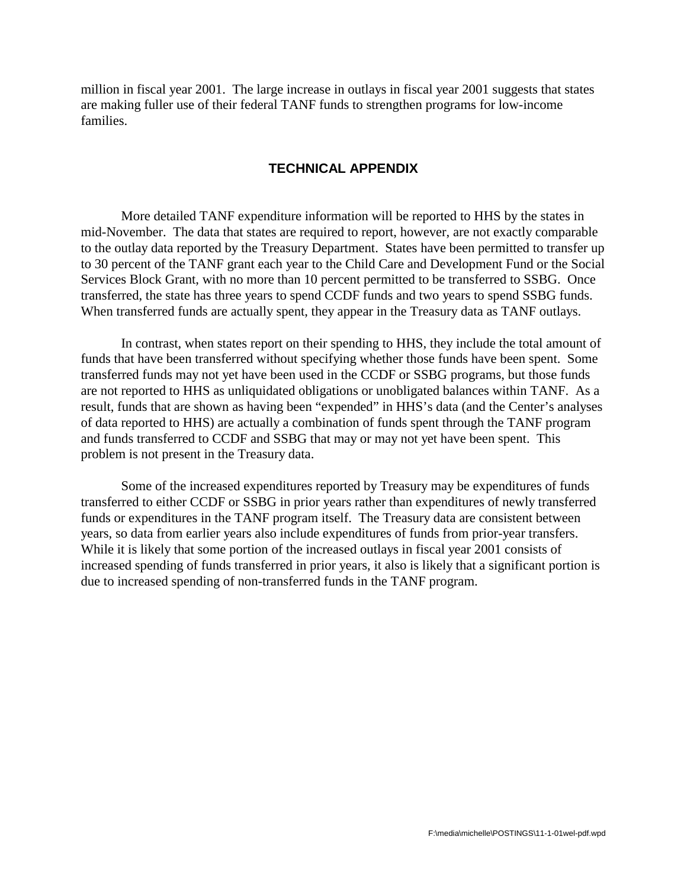million in fiscal year 2001. The large increase in outlays in fiscal year 2001 suggests that states are making fuller use of their federal TANF funds to strengthen programs for low-income families.

## TECHNICAL APPENDIX

More detailed TANF expenditure information will be reported to HHS by the states in mid-November. The data that states are required to report, however, are not exactly comparable to the outlay data reported by the Treasury Department. States have been permitted to transfer up to 30 percent of the TANF grant each year to the Child Care and Development Fund or the Social Services Block Grant, with no more than 10 percent permitted to be transferred to SSBG. Once transferred, the state has three years to spend CCDF funds and two years to spend SSBG funds. When transferred funds are actually spent, they appear in the Treasury data as TANF outlays.

In contrast, when states report on their spending to HHS, they include the total amount of funds that have been transferred without specifying whether those funds have been spent. Some transferred funds may not yet have been used in the CCDF or SSBG programs, but those funds are not reported to HHS as unliquidated obligations or unobligated balances within TANF. As a result, funds that are shown as having been "expended" in HHS's data (and the Center's analyses of data reported to HHS) are actually a combination of funds spent through the TANF program and funds transferred to CCDF and SSBG that may or may not yet have been spent. This problem is not present in the Treasury data.

Some of the increased expenditures reported by Treasury may be expenditures of funds transferred to either CCDF or SSBG in prior years rather than expenditures of newly transferred funds or expenditures in the TANF program itself. The Treasury data are consistent between years, so data from earlier years also include expenditures of funds from prior-year transfers. While it is likely that some portion of the increased outlays in fiscal year 2001 consists of increased spending of funds transferred in prior years, it also is likely that a significant portion is due to increased spending of non-transferred funds in the TANF program.